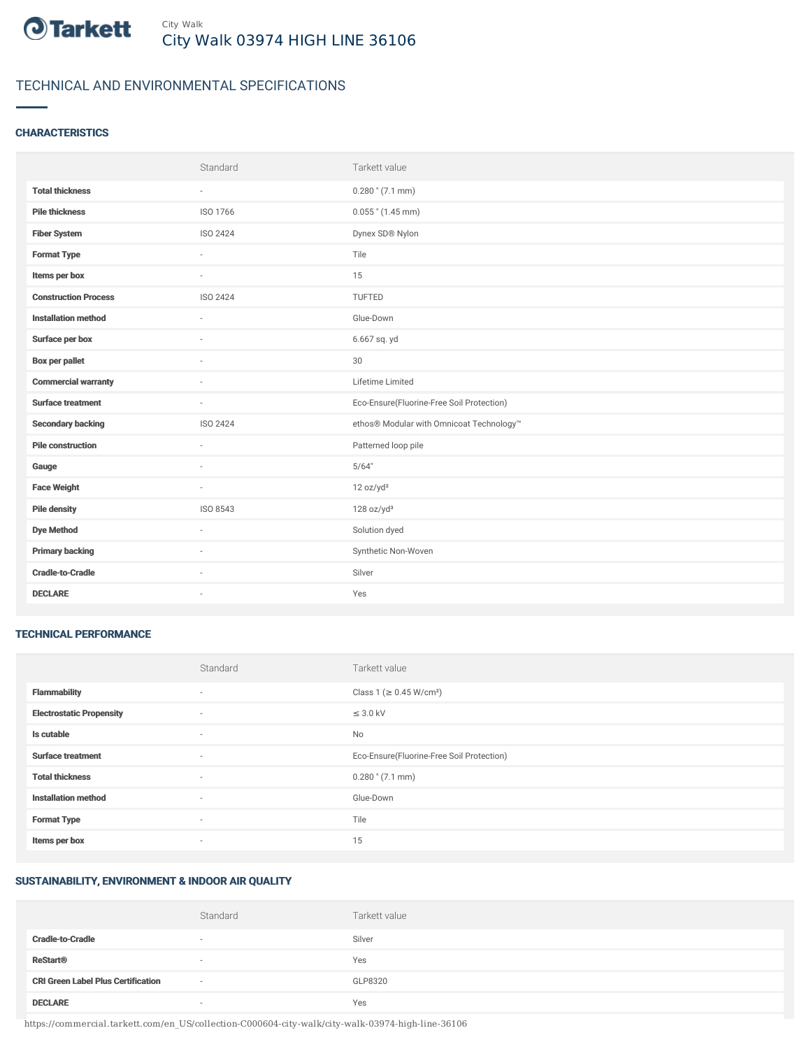City Walk

# City Walk 03974 HIGH LINE 36106

## TECHNICAL AND ENVIRONMENTAL SPECIFICATIONS

### CHARACTERISTICS

| | Standard | Tarkett value |
|---|---|---|
| **Total thickness** | - | 0.280 " (7.1 mm) |
| **Pile thickness** | ISO 1766 | 0.055 " (1.45 mm) |
| **Fiber System** | ISO 2424 | Dynex SD® Nylon |
| **Format Type** | - | Tile |
| **Items per box** | - | 15 |
| **Construction Process** | ISO 2424 | TUFTED |
| **Installation method** | - | Glue-Down |
| **Surface per box** | - | 6.667 sq. yd |
| **Box per pallet** | - | 30 |
| **Commercial warranty** | - | Lifetime Limited |
| **Surface treatment** | - | Eco-Ensure(Fluorine-Free Soil Protection) |
| **Secondary backing** | ISO 2424 | ethos® Modular with Omnicoat Technology™ |
| **Pile construction** | - | Patterned loop pile |
| **Gauge** | - | 5/64" |
| **Face Weight** | - | 12 oz/yd² |
| **Pile density** | ISO 8543 | 128 oz/yd³ |
| **Dye Method** | - | Solution dyed |
| **Primary backing** | - | Synthetic Non-Woven |
| **Cradle-to-Cradle** | - | Silver |
| **DECLARE** | - | Yes |

### TECHNICAL PERFORMANCE

| | Standard | Tarkett value |
|---|---|---|
| **Flammability** | - | Class 1 (≥ 0.45 W/cm²) |
| **Electrostatic Propensity** | - | ≤ 3.0 kV |
| **Is cutable** | - | No |
| **Surface treatment** | - | Eco-Ensure(Fluorine-Free Soil Protection) |
| **Total thickness** | - | 0.280 " (7.1 mm) |
| **Installation method** | - | Glue-Down |
| **Format Type** | - | Tile |
| **Items per box** | - | 15 |

### SUSTAINABILITY, ENVIRONMENT & INDOOR AIR QUALITY

| | Standard | Tarkett value |
|---|---|---|
| **Cradle-to-Cradle** | - | Silver |
| **ReStart®** | - | Yes |
| **CRI Green Label Plus Certification** | - | GLP8320 |
| **DECLARE** | - | Yes |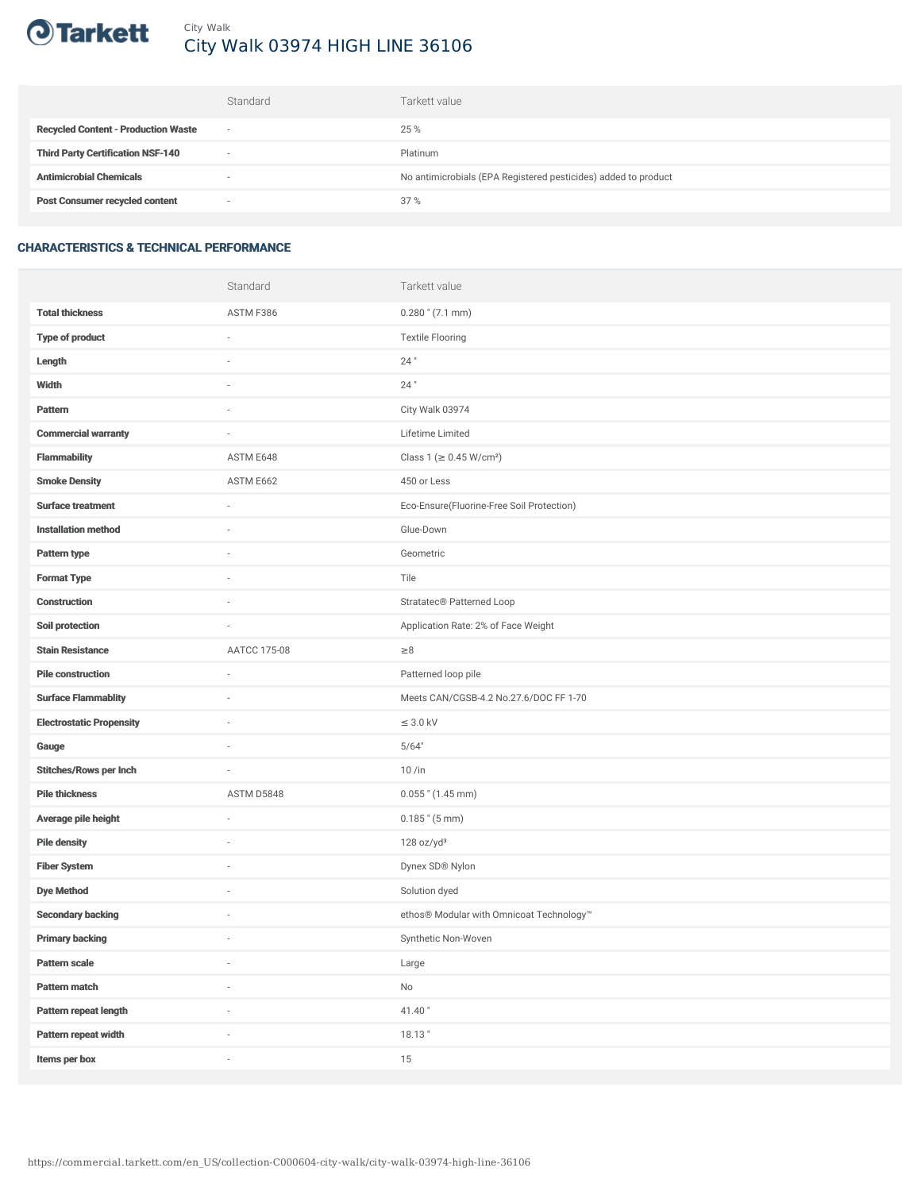City Walk

# City Walk 03974 HIGH LINE 36106

| | Standard | Tarkett value |
|---|---|---|
| **Recycled Content - Production Waste** | - | 25 % |
| **Third Party Certification NSF-140** | - | Platinum |
| **Antimicrobial Chemicals** | - | No antimicrobials (EPA Registered pesticides) added to product |
| **Post Consumer recycled content** | - | 37 % |

## CHARACTERISTICS & TECHNICAL PERFORMANCE

| | Standard | Tarkett value |
|---|---|---|
| **Total thickness** | ASTM F386 | 0.280 " (7.1 mm) |
| **Type of product** | - | Textile Flooring |
| **Length** | - | 24 " |
| **Width** | - | 24 " |
| **Pattern** | - | City Walk 03974 |
| **Commercial warranty** | - | Lifetime Limited |
| **Flammability** | ASTM E648 | Class 1 (≥ 0.45 W/cm²) |
| **Smoke Density** | ASTM E662 | 450 or Less |
| **Surface treatment** | - | Eco-Ensure(Fluorine-Free Soil Protection) |
| **Installation method** | - | Glue-Down |
| **Pattern type** | - | Geometric |
| **Format Type** | - | Tile |
| **Construction** | - | Stratatec® Patterned Loop |
| **Soil protection** | - | Application Rate: 2% of Face Weight |
| **Stain Resistance** | AATCC 175-08 | ≥8 |
| **Pile construction** | - | Patterned loop pile |
| **Surface Flammablity** | - | Meets CAN/CGSB-4.2 No.27.6/DOC FF 1-70 |
| **Electrostatic Propensity** | - | ≤ 3.0 kV |
| **Gauge** | - | 5/64" |
| **Stitches/Rows per Inch** | - | 10 /in |
| **Pile thickness** | ASTM D5848 | 0.055 " (1.45 mm) |
| **Average pile height** | - | 0.185 " (5 mm) |
| **Pile density** | - | 128 oz/yd³ |
| **Fiber System** | - | Dynex SD® Nylon |
| **Dye Method** | - | Solution dyed |
| **Secondary backing** | - | ethos® Modular with Omnicoat Technology™ |
| **Primary backing** | - | Synthetic Non-Woven |
| **Pattern scale** | - | Large |
| **Pattern match** | - | No |
| **Pattern repeat length** | - | 41.40 " |
| **Pattern repeat width** | - | 18.13 " |
| **Items per box** | - | 15 |

https://commercial.tarkett.com/en_US/collection-C000604-city-walk/city-walk-03974-high-line-36106